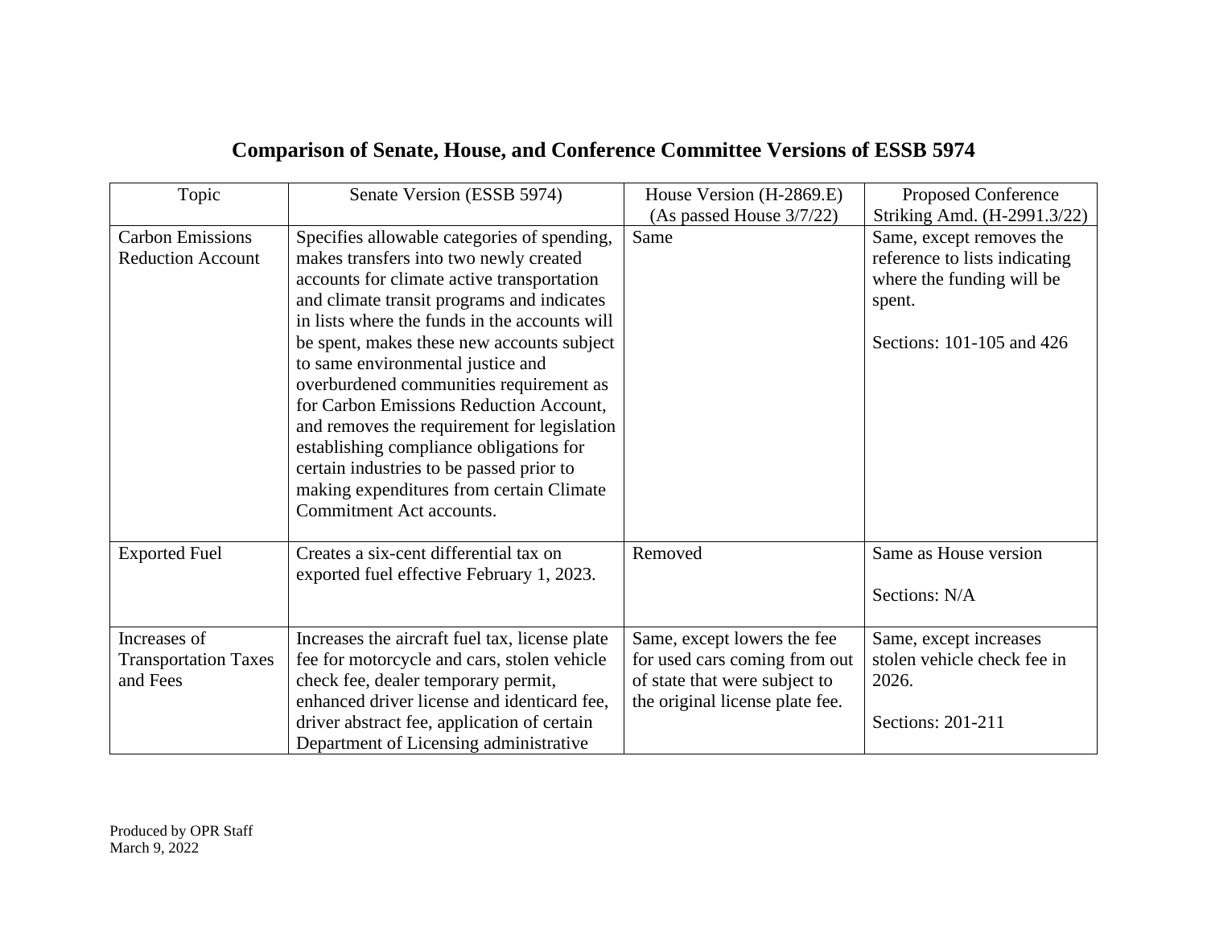# Comparison of Senate, House, and Conference Committee Versions of ESSB 5974

| Topic | Senate Version (ESSB 5974) | House Version (H-2869.E) (As passed House 3/7/22) | Proposed Conference Striking Amd. (H-2991.3/22) |
| --- | --- | --- | --- |
| Carbon Emissions Reduction Account | Specifies allowable categories of spending, makes transfers into two newly created accounts for climate active transportation and climate transit programs and indicates in lists where the funds in the accounts will be spent, makes these new accounts subject to same environmental justice and overburdened communities requirement as for Carbon Emissions Reduction Account, and removes the requirement for legislation establishing compliance obligations for certain industries to be passed prior to making expenditures from certain Climate Commitment Act accounts. | Same | Same, except removes the reference to lists indicating where the funding will be spent.<br><br>Sections: 101-105 and 426 |
| Exported Fuel | Creates a six-cent differential tax on exported fuel effective February 1, 2023. | Removed | Same as House version<br><br>Sections: N/A |
| Increases of Transportation Taxes and Fees | Increases the aircraft fuel tax, license plate fee for motorcycle and cars, stolen vehicle check fee, dealer temporary permit, enhanced driver license and identicard fee, driver abstract fee, application of certain Department of Licensing administrative | Same, except lowers the fee for used cars coming from out of state that were subject to the original license plate fee. | Same, except increases stolen vehicle check fee in 2026.<br><br>Sections: 201-211 |

Produced by OPR Staff
March 9, 2022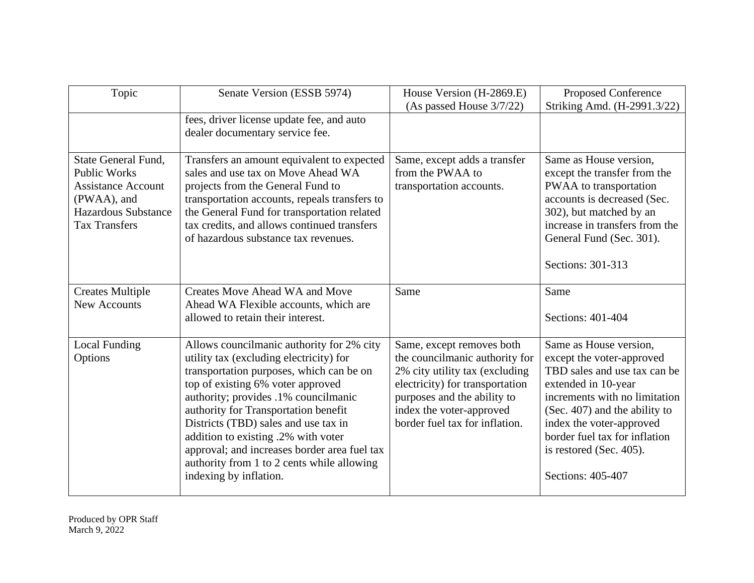| Topic | Senate Version (ESSB 5974) | House Version (H-2869.E) (As passed House 3/7/22) | Proposed Conference Striking Amd. (H-2991.3/22) |
|---|---|---|---|
| | fees, driver license update fee, and auto dealer documentary service fee. | | |
| State General Fund, Public Works Assistance Account (PWAA), and Hazardous Substance Tax Transfers | Transfers an amount equivalent to expected sales and use tax on Move Ahead WA projects from the General Fund to transportation accounts, repeals transfers to the General Fund for transportation related tax credits, and allows continued transfers of hazardous substance tax revenues. | Same, except adds a transfer from the PWAA to transportation accounts. | Same as House version, except the transfer from the PWAA to transportation accounts is decreased (Sec. 302), but matched by an increase in transfers from the General Fund (Sec. 301).<br><br>Sections: 301-313 |
| Creates Multiple New Accounts | Creates Move Ahead WA and Move Ahead WA Flexible accounts, which are allowed to retain their interest. | Same | Same<br><br>Sections: 401-404 |
| Local Funding Options | Allows councilmanic authority for 2% city utility tax (excluding electricity) for transportation purposes, which can be on top of existing 6% voter approved authority; provides .1% councilmanic authority for Transportation benefit Districts (TBD) sales and use tax in addition to existing .2% with voter approval; and increases border area fuel tax authority from 1 to 2 cents while allowing indexing by inflation. | Same, except removes both the councilmanic authority for 2% city utility tax (excluding electricity) for transportation purposes and the ability to index the voter-approved border fuel tax for inflation. | Same as House version, except the voter-approved TBD sales and use tax can be extended in 10-year increments with no limitation (Sec. 407) and the ability to index the voter-approved border fuel tax for inflation is restored (Sec. 405).<br><br>Sections: 405-407 |

Produced by OPR Staff
March 9, 2022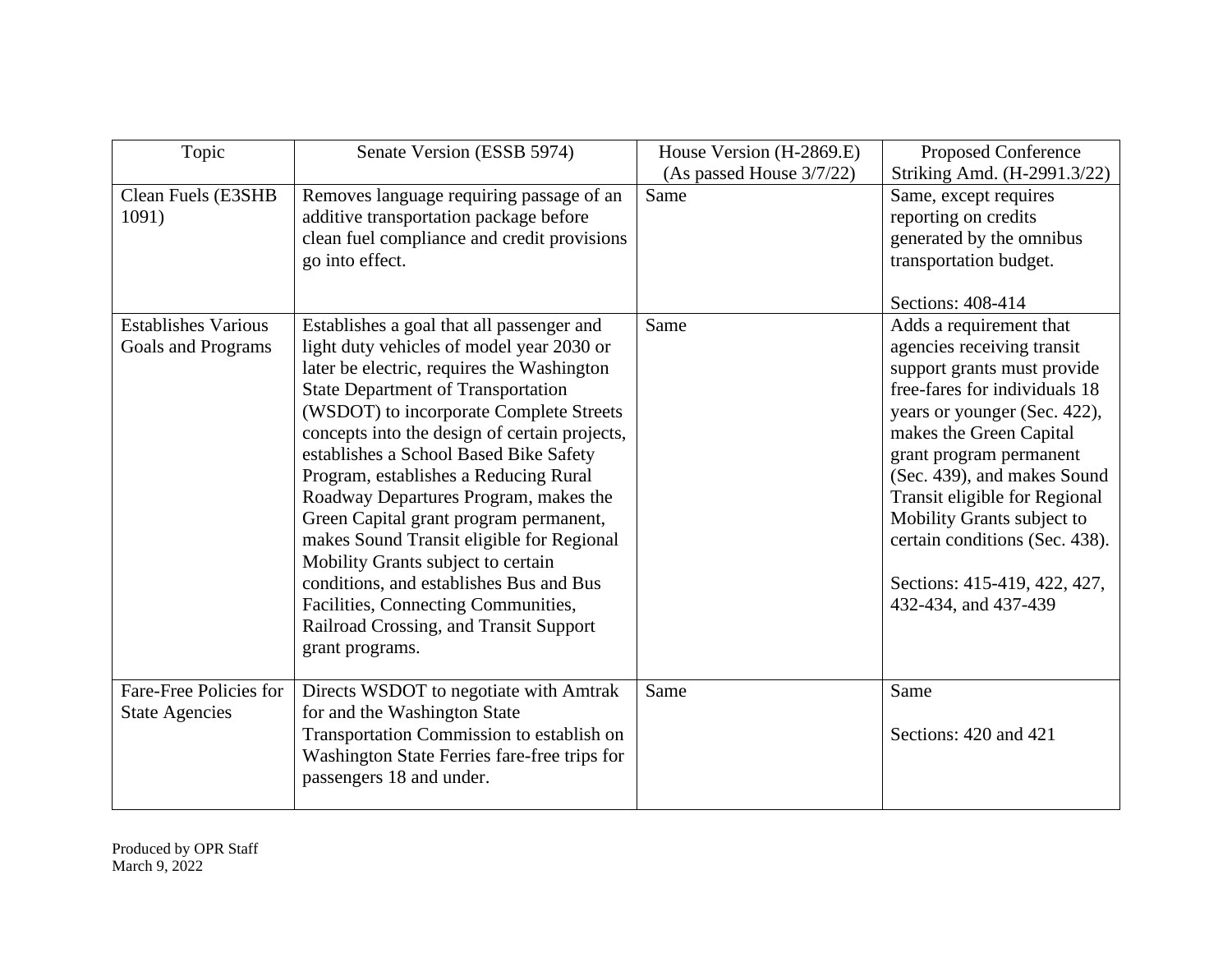| Topic | Senate Version (ESSB 5974) | House Version (H-2869.E) (As passed House 3/7/22) | Proposed Conference Striking Amd. (H-2991.3/22) |
|---|---|---|---|
| Clean Fuels (E3SHB 1091) | Removes language requiring passage of an additive transportation package before clean fuel compliance and credit provisions go into effect. | Same | Same, except requires reporting on credits generated by the omnibus transportation budget.<br><br>Sections: 408-414 |
| Establishes Various Goals and Programs | Establishes a goal that all passenger and light duty vehicles of model year 2030 or later be electric, requires the Washington State Department of Transportation (WSDOT) to incorporate Complete Streets concepts into the design of certain projects, establishes a School Based Bike Safety Program, establishes a Reducing Rural Roadway Departures Program, makes the Green Capital grant program permanent, makes Sound Transit eligible for Regional Mobility Grants subject to certain conditions, and establishes Bus and Bus Facilities, Connecting Communities, Railroad Crossing, and Transit Support grant programs. | Same | Adds a requirement that agencies receiving transit support grants must provide free-fares for individuals 18 years or younger (Sec. 422), makes the Green Capital grant program permanent (Sec. 439), and makes Sound Transit eligible for Regional Mobility Grants subject to certain conditions (Sec. 438).<br><br>Sections: 415-419, 422, 427, 432-434, and 437-439 |
| Fare-Free Policies for State Agencies | Directs WSDOT to negotiate with Amtrak for and the Washington State Transportation Commission to establish on Washington State Ferries fare-free trips for passengers 18 and under. | Same | Same<br><br>Sections: 420 and 421 |

Produced by OPR Staff
March 9, 2022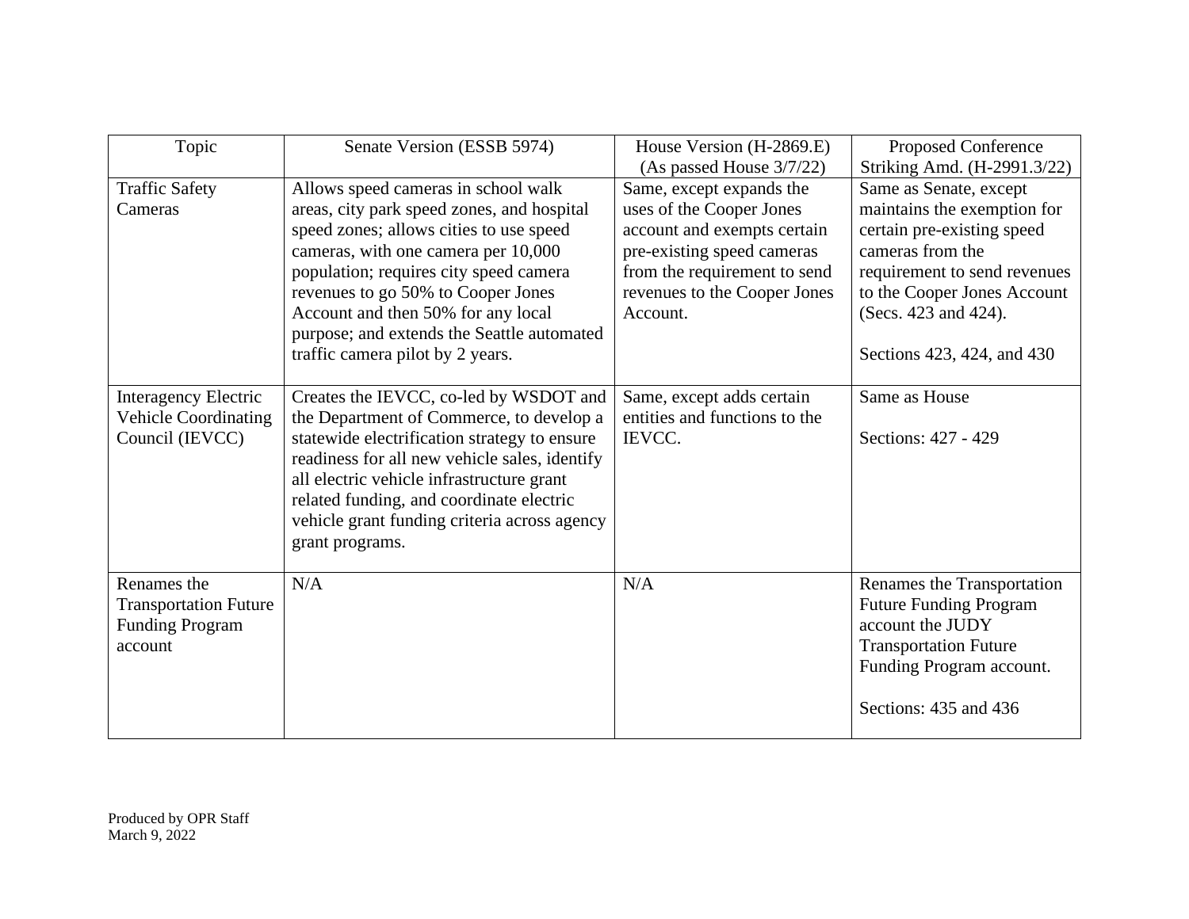| Topic | Senate Version (ESSB 5974) | House Version (H-2869.E) (As passed House 3/7/22) | Proposed Conference Striking Amd. (H-2991.3/22) |
|---|---|---|---|
| Traffic Safety Cameras | Allows speed cameras in school walk areas, city park speed zones, and hospital speed zones; allows cities to use speed cameras, with one camera per 10,000 population; requires city speed camera revenues to go 50% to Cooper Jones Account and then 50% for any local purpose; and extends the Seattle automated traffic camera pilot by 2 years. | Same, except expands the uses of the Cooper Jones account and exempts certain pre-existing speed cameras from the requirement to send revenues to the Cooper Jones Account. | Same as Senate, except maintains the exemption for certain pre-existing speed cameras from the requirement to send revenues to the Cooper Jones Account (Secs. 423 and 424).<br><br>Sections 423, 424, and 430 |
| Interagency Electric Vehicle Coordinating Council (IEVCC) | Creates the IEVCC, co-led by WSDOT and the Department of Commerce, to develop a statewide electrification strategy to ensure readiness for all new vehicle sales, identify all electric vehicle infrastructure grant related funding, and coordinate electric vehicle grant funding criteria across agency grant programs. | Same, except adds certain entities and functions to the IEVCC. | Same as House<br><br>Sections: 427 - 429 |
| Renames the Transportation Future Funding Program account | N/A | N/A | Renames the Transportation Future Funding Program account the JUDY Transportation Future Funding Program account.<br><br>Sections: 435 and 436 |

Produced by OPR Staff
March 9, 2022